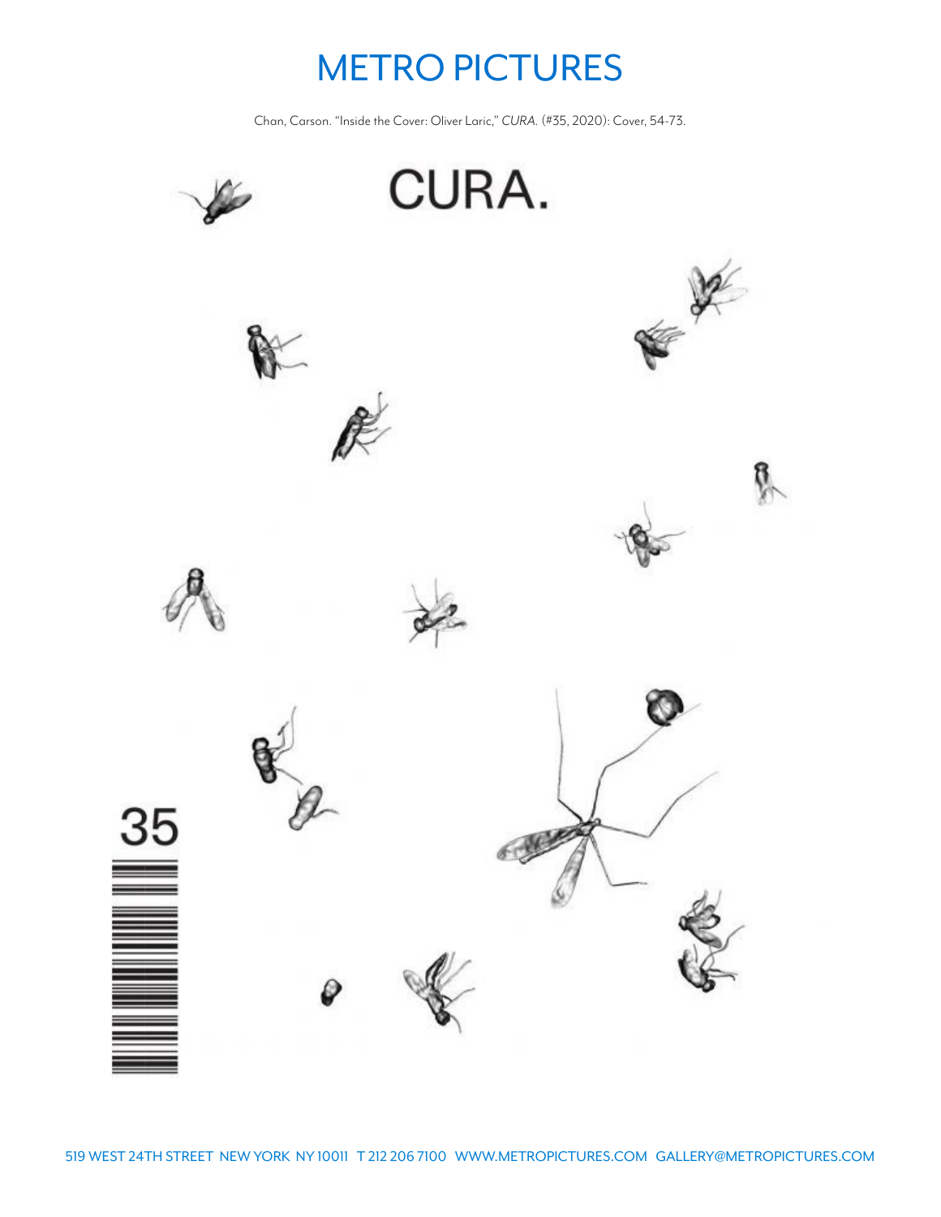# METRO PICTURES

Chan, Carson. "Inside the Cover: Oliver Laric," *CURA.* (#35, 2020): Cover, 54-73.

CURA.

35

519 WEST 24TH STREET NEW YORK NY 10011 T 212 206 7100 WWW.METROPICTURES.COM GALLERY@METROPICTURES.COM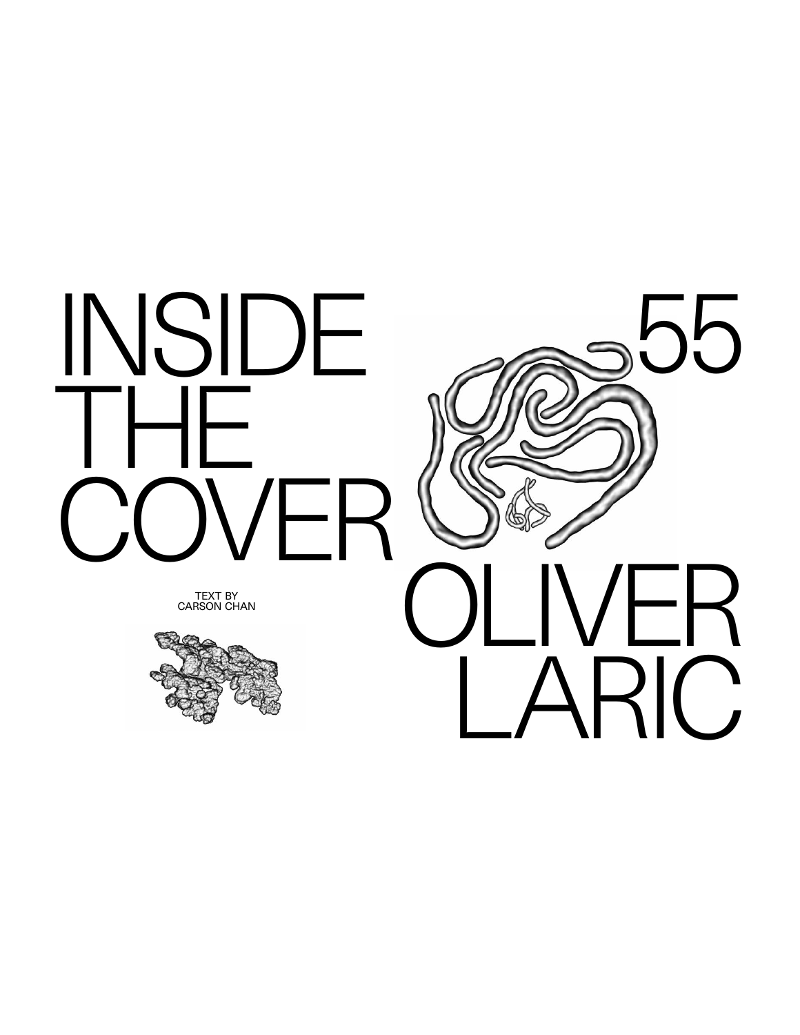# INSIDE THE COVER

# 55

# OLIVER LARIC

TEXT BY
CARSON CHAN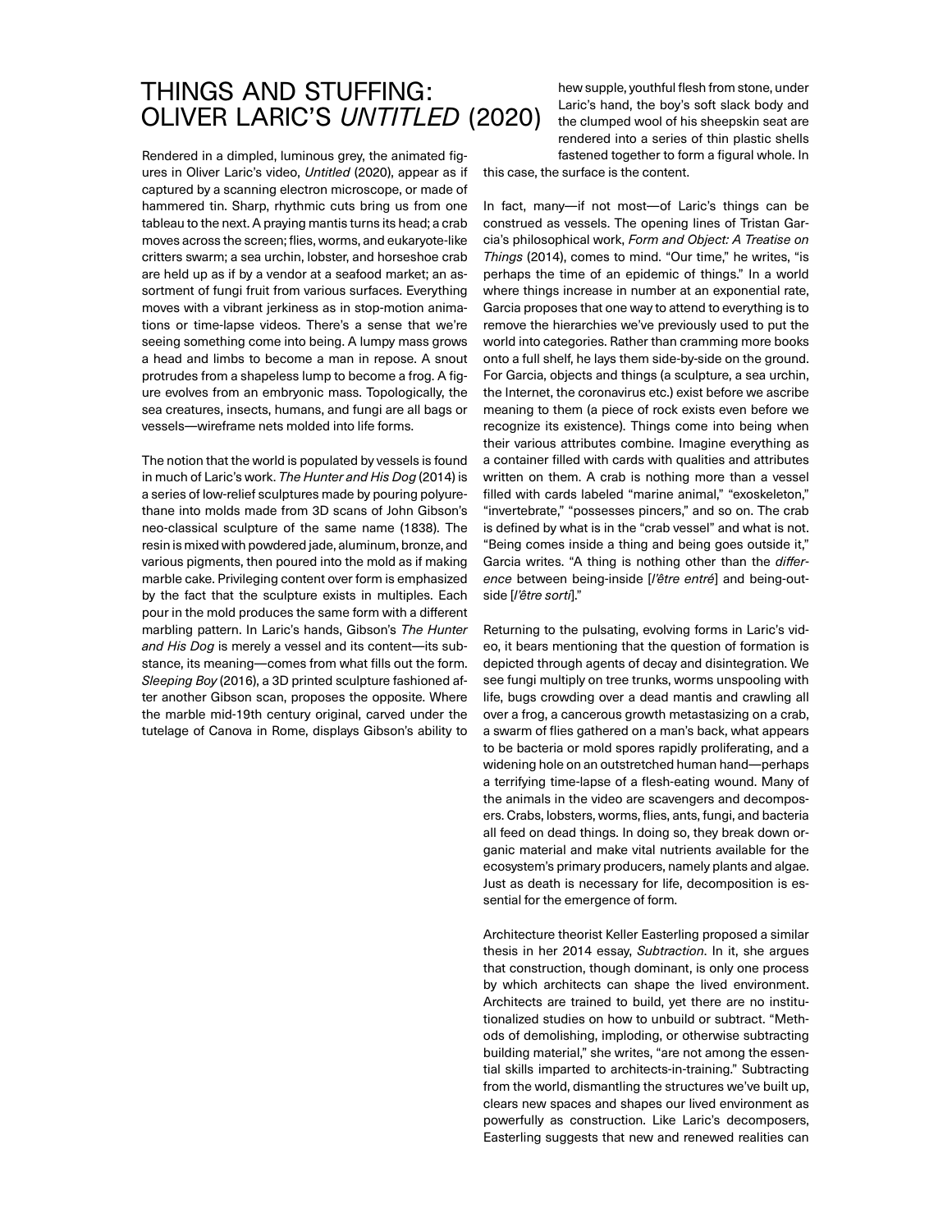# THINGS AND STUFFING: OLIVER LARIC'S *UNTITLED* (2020)

Rendered in a dimpled, luminous grey, the animated figures in Oliver Laric's video, *Untitled* (2020), appear as if captured by a scanning electron microscope, or made of hammered tin. Sharp, rhythmic cuts bring us from one tableau to the next. A praying mantis turns its head; a crab moves across the screen; flies, worms, and eukaryote-like critters swarm; a sea urchin, lobster, and horseshoe crab are held up as if by a vendor at a seafood market; an assortment of fungi fruit from various surfaces. Everything moves with a vibrant jerkiness as in stop-motion animations or time-lapse videos. There's a sense that we're seeing something come into being. A lumpy mass grows a head and limbs to become a man in repose. A snout protrudes from a shapeless lump to become a frog. A figure evolves from an embryonic mass. Topologically, the sea creatures, insects, humans, and fungi are all bags or vessels—wireframe nets molded into life forms.

The notion that the world is populated by vessels is found in much of Laric's work. *The Hunter and His Dog* (2014) is a series of low-relief sculptures made by pouring polyurethane into molds made from 3D scans of John Gibson's neo-classical sculpture of the same name (1838). The resin is mixed with powdered jade, aluminum, bronze, and various pigments, then poured into the mold as if making marble cake. Privileging content over form is emphasized by the fact that the sculpture exists in multiples. Each pour in the mold produces the same form with a different marbling pattern. In Laric's hands, Gibson's *The Hunter and His Dog* is merely a vessel and its content—its substance, its meaning—comes from what fills out the form. *Sleeping Boy* (2016), a 3D printed sculpture fashioned after another Gibson scan, proposes the opposite. Where the marble mid-19th century original, carved under the tutelage of Canova in Rome, displays Gibson's ability to hew supple, youthful flesh from stone, under Laric's hand, the boy's soft slack body and the clumped wool of his sheepskin seat are rendered into a series of thin plastic shells fastened together to form a figural whole. In this case, the surface is the content.

In fact, many—if not most—of Laric's things can be construed as vessels. The opening lines of Tristan Garcia's philosophical work, *Form and Object: A Treatise on Things* (2014), comes to mind. "Our time," he writes, "is perhaps the time of an epidemic of things." In a world where things increase in number at an exponential rate, Garcia proposes that one way to attend to everything is to remove the hierarchies we've previously used to put the world into categories. Rather than cramming more books onto a full shelf, he lays them side-by-side on the ground. For Garcia, objects and things (a sculpture, a sea urchin, the Internet, the coronavirus etc.) exist before we ascribe meaning to them (a piece of rock exists even before we recognize its existence). Things come into being when their various attributes combine. Imagine everything as a container filled with cards with qualities and attributes written on them. A crab is nothing more than a vessel filled with cards labeled "marine animal," "exoskeleton," "invertebrate," "possesses pincers," and so on. The crab is defined by what is in the "crab vessel" and what is not. "Being comes inside a thing and being goes outside it," Garcia writes. "A thing is nothing other than the *difference* between being-inside [*l'être entré*] and being-outside [*l'être sorti*]."

Returning to the pulsating, evolving forms in Laric's video, it bears mentioning that the question of formation is depicted through agents of decay and disintegration. We see fungi multiply on tree trunks, worms unspooling with life, bugs crowding over a dead mantis and crawling all over a frog, a cancerous growth metastasizing on a crab, a swarm of flies gathered on a man's back, what appears to be bacteria or mold spores rapidly proliferating, and a widening hole on an outstretched human hand—perhaps a terrifying time-lapse of a flesh-eating wound. Many of the animals in the video are scavengers and decomposers. Crabs, lobsters, worms, flies, ants, fungi, and bacteria all feed on dead things. In doing so, they break down organic material and make vital nutrients available for the ecosystem's primary producers, namely plants and algae. Just as death is necessary for life, decomposition is essential for the emergence of form.

Architecture theorist Keller Easterling proposed a similar thesis in her 2014 essay, *Subtraction*. In it, she argues that construction, though dominant, is only one process by which architects can shape the lived environment. Architects are trained to build, yet there are no institutionalized studies on how to unbuild or subtract. "Methods of demolishing, imploding, or otherwise subtracting building material," she writes, "are not among the essential skills imparted to architects-in-training." Subtracting from the world, dismantling the structures we've built up, clears new spaces and shapes our lived environment as powerfully as construction. Like Laric's decomposers, Easterling suggests that new and renewed realities can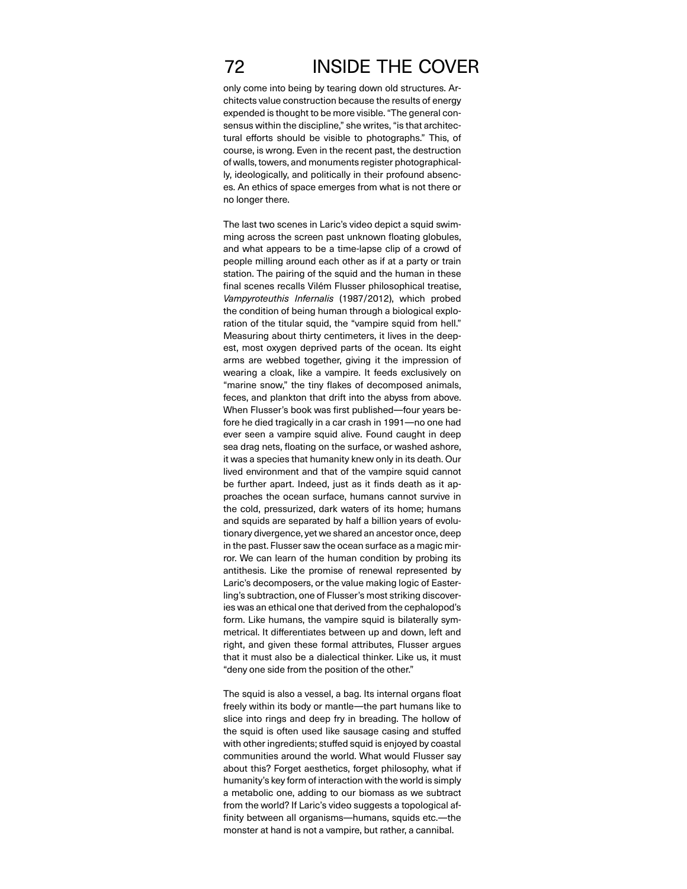only come into being by tearing down old structures. Architects value construction because the results of energy expended is thought to be more visible. "The general consensus within the discipline," she writes, "is that architectural efforts should be visible to photographs." This, of course, is wrong. Even in the recent past, the destruction of walls, towers, and monuments register photographically, ideologically, and politically in their profound absences. An ethics of space emerges from what is not there or no longer there.

The last two scenes in Laric's video depict a squid swimming across the screen past unknown floating globules, and what appears to be a time-lapse clip of a crowd of people milling around each other as if at a party or train station. The pairing of the squid and the human in these final scenes recalls Vilém Flusser philosophical treatise, *Vampyroteuthis Infernalis* (1987/2012), which probed the condition of being human through a biological exploration of the titular squid, the "vampire squid from hell." Measuring about thirty centimeters, it lives in the deepest, most oxygen deprived parts of the ocean. Its eight arms are webbed together, giving it the impression of wearing a cloak, like a vampire. It feeds exclusively on "marine snow," the tiny flakes of decomposed animals, feces, and plankton that drift into the abyss from above. When Flusser's book was first published—four years before he died tragically in a car crash in 1991—no one had ever seen a vampire squid alive. Found caught in deep sea drag nets, floating on the surface, or washed ashore, it was a species that humanity knew only in its death. Our lived environment and that of the vampire squid cannot be further apart. Indeed, just as it finds death as it approaches the ocean surface, humans cannot survive in the cold, pressurized, dark waters of its home; humans and squids are separated by half a billion years of evolutionary divergence, yet we shared an ancestor once, deep in the past. Flusser saw the ocean surface as a magic mirror. We can learn of the human condition by probing its antithesis. Like the promise of renewal represented by Laric's decomposers, or the value making logic of Easterling's subtraction, one of Flusser's most striking discoveries was an ethical one that derived from the cephalopod's form. Like humans, the vampire squid is bilaterally symmetrical. It differentiates between up and down, left and right, and given these formal attributes, Flusser argues that it must also be a dialectical thinker. Like us, it must "deny one side from the position of the other."

The squid is also a vessel, a bag. Its internal organs float freely within its body or mantle—the part humans like to slice into rings and deep fry in breading. The hollow of the squid is often used like sausage casing and stuffed with other ingredients; stuffed squid is enjoyed by coastal communities around the world. What would Flusser say about this? Forget aesthetics, forget philosophy, what if humanity's key form of interaction with the world is simply a metabolic one, adding to our biomass as we subtract from the world? If Laric's video suggests a topological affinity between all organisms—humans, squids etc.—the monster at hand is not a vampire, but rather, a cannibal.